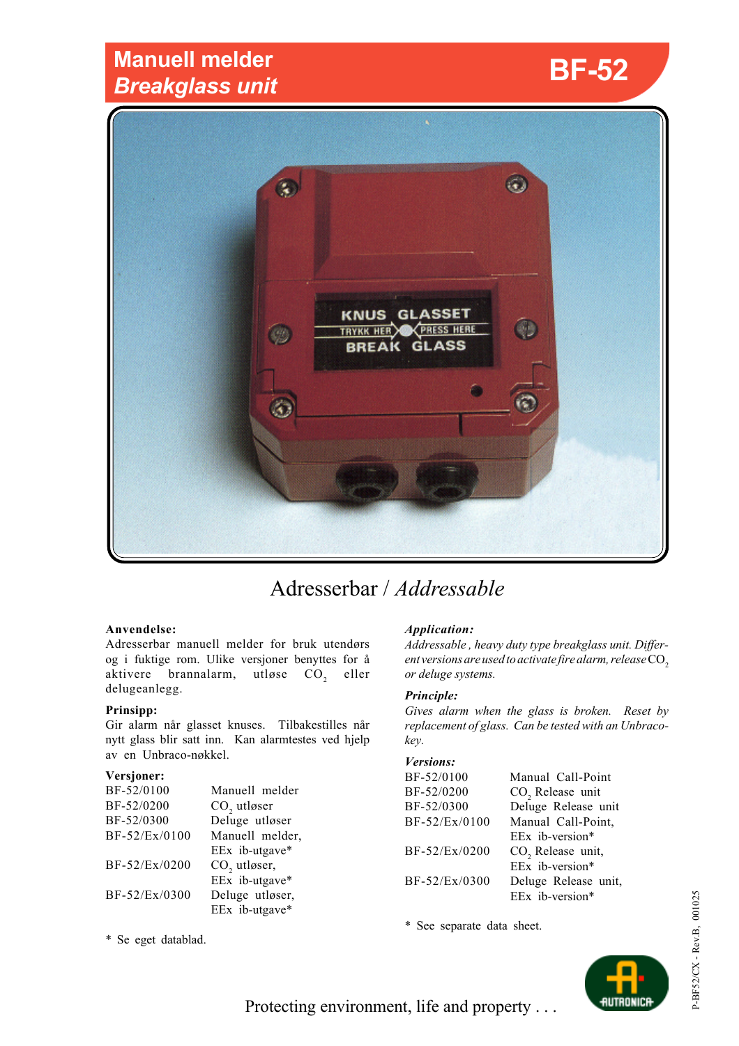# Manuell melder
# *Breakglass unit*

# BF-52

## Adresserbar / *Addressable*

**Anvendelse:**
Adresserbar manuell melder for bruk utendørs og i fuktige rom. Ulike versjoner benyttes for å aktivere brannalarm, utløse $CO_2$ eller delugeanlegg.

**Prinsipp:**
Gir alarm når glasset knuses. Tilbakestilles når nytt glass blir satt inn. Kan alarmtestes ved hjelp av en Unbraco-nøkkel.

**Versjoner:**

| | |
|---|---|
| BF-52/0100 | Manuell melder |
| BF-52/0200 | $CO_2$ utløser |
| BF-52/0300 | Deluge utløser |
| BF-52/Ex/0100 | Manuell melder, EEx ib-utgave* |
| BF-52/Ex/0200 | $CO_2$ utløser, EEx ib-utgave* |
| BF-52/Ex/0300 | Deluge utløser, EEx ib-utgave* |

\* Se eget datablad.

***Application:***
*Addressable , heavy duty type breakglass unit. Different versions are used to activate fire alarm, release* $CO_2$ *or deluge systems.*

***Principle:***
*Gives alarm when the glass is broken. Reset by replacement of glass. Can be tested with an Unbraco-key.*

***Versions:***

| | |
|---|---|
| BF-52/0100 | Manual Call-Point |
| BF-52/0200 | $CO_2$ Release unit |
| BF-52/0300 | Deluge Release unit |
| BF-52/Ex/0100 | Manual Call-Point, EEx ib-version* |
| BF-52/Ex/0200 | $CO_2$ Release unit, EEx ib-version* |
| BF-52/Ex/0300 | Deluge Release unit, EEx ib-version* |

\* See separate data sheet.

Protecting environment, life and property . . .

AUTRONICA

P-BF52/CX - Rev.B, 001025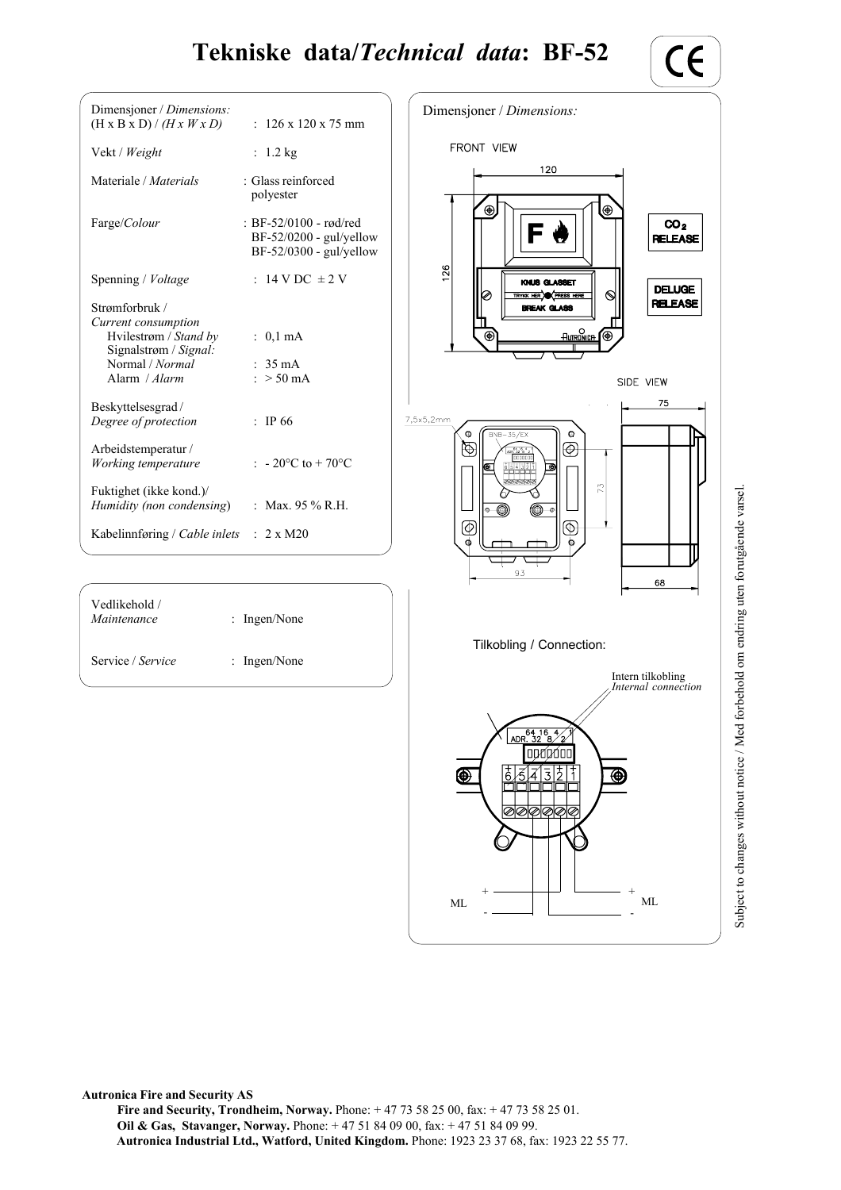# Tekniske data/*Technical data*: BF-52

| | |
|---|---|
| Dimensjoner / *Dimensions:* (H x B x D) / *(H x W x D)* | : 126 x 120 x 75 mm |
| Vekt / *Weight* | : 1.2 kg |
| Materiale / *Materials* | : Glass reinforced polyester |
| Farge/*Colour* | : BF-52/0100 - rød/red<br>BF-52/0200 - gul/yellow<br>BF-52/0300 - gul/yellow |
| Spenning / *Voltage* | : 14 V DC ± 2 V |
| Strømforbruk / *Current consumption* | |
| Hvilestrøm / *Stand by* | : 0,1 mA |
| Signalstrøm / *Signal:* | |
| Normal / *Normal* | : 35 mA |
| Alarm / *Alarm* | : > 50 mA |
| Beskyttelsesgrad / *Degree of protection* | : IP 66 |
| Arbeidstemperatur / *Working temperature* | : - 20°C to + 70°C |
| Fuktighet (ikke kond.)/ *Humidity (non condensing)* | : Max. 95 % R.H. |
| Kabelinnføring / *Cable inlets* | : 2 x M20 |

| | |
|---|---|
| Vedlikehold / *Maintenance* | : Ingen/None |
| Service / *Service* | : Ingen/None |

Dimensjoner / *Dimensions:*

FRONT VIEW

120

126

F

KNUS GLASSET
TRYKK HER PRESS HERE
BREAK GLASS

AUTRONICA

$CO_2$ RELEASE

DELUGE RELEASE

SIDE VIEW

75

7,5x5,2mm

BNB-35/EX

73

93

68

Tilkobling / Connection:

Intern tilkobling
*Internal connection*

ADR. 64 32 16 8 4 2 1

6 5 4 3 2 1

ML + -

ML + -

Subject to changes without notice / Med forbehold om endring uten forutgående varsel.

**Autronica Fire and Security AS**
**Fire and Security, Trondheim, Norway.** Phone: + 47 73 58 25 00, fax: + 47 73 58 25 01.
**Oil & Gas, Stavanger, Norway.** Phone: + 47 51 84 09 00, fax: + 47 51 84 09 99.
**Autronica Industrial Ltd., Watford, United Kingdom.** Phone: 1923 23 37 68, fax: 1923 22 55 77.